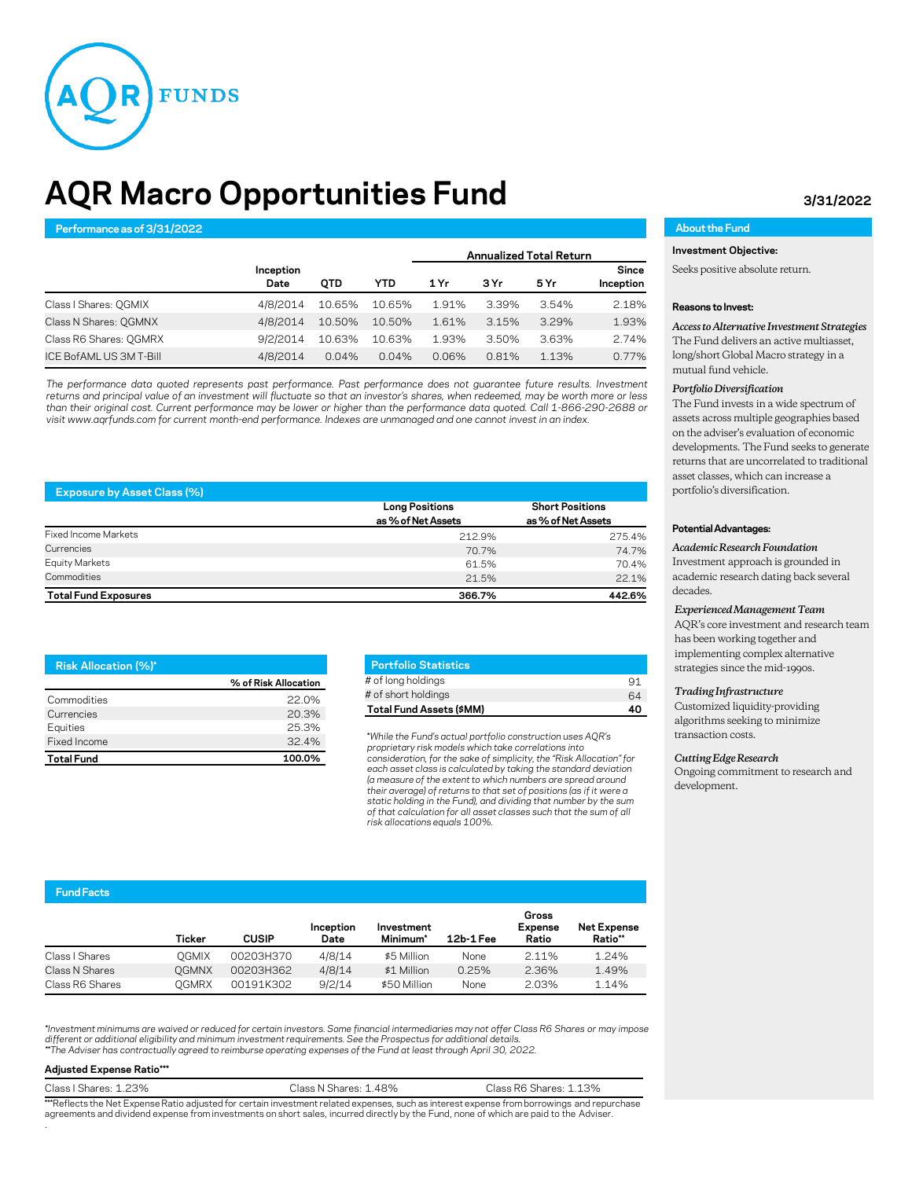# AQR Macro Opportunities Fund

3/31/2022

## Performance as of 3/31/2022

| | Inception Date | QTD | YTD | Annualized Total Return 1 Yr | 3 Yr | 5 Yr | Since Inception |
|---|---|---|---|---|---|---|---|
| Class I Shares: QGMIX | 4/8/2014 | 10.65% | 10.65% | 1.91% | 3.39% | 3.54% | 2.18% |
| Class N Shares: QGMNX | 4/8/2014 | 10.50% | 10.50% | 1.61% | 3.15% | 3.29% | 1.93% |
| Class R6 Shares: QGMRX | 9/2/2014 | 10.63% | 10.63% | 1.93% | 3.50% | 3.63% | 2.74% |
| ICE BofAML US 3M T-Bill | 4/8/2014 | 0.04% | 0.04% | 0.06% | 0.81% | 1.13% | 0.77% |

*The performance data quoted represents past performance. Past performance does not guarantee future results. Investment returns and principal value of an investment will fluctuate so that an investor's shares, when redeemed, may be worth more or less than their original cost. Current performance may be lower or higher than the performance data quoted. Call 1-866-290-2688 or visit www.aqrfunds.com for current month-end performance. Indexes are unmanaged and one cannot invest in an index.*

## Exposure by Asset Class (%)

| | Long Positions as % of Net Assets | Short Positions as % of Net Assets |
|---|---|---|
| Fixed Income Markets | 212.9% | 275.4% |
| Currencies | 70.7% | 74.7% |
| Equity Markets | 61.5% | 70.4% |
| Commodities | 21.5% | 22.1% |
| **Total Fund Exposures** | **366.7%** | **442.6%** |

## Risk Allocation (%)*

| | % of Risk Allocation |
|---|---|
| Commodities | 22.0% |
| Currencies | 20.3% |
| Equities | 25.3% |
| Fixed Income | 32.4% |
| **Total Fund** | **100.0%** |

## Portfolio Statistics

| | |
|---|---|
| # of long holdings | 91 |
| # of short holdings | 64 |
| **Total Fund Assets ($MM)** | **40** |

*While the Fund's actual portfolio construction uses AQR's proprietary risk models which take correlations into consideration, for the sake of simplicity, the "Risk Allocation" for each asset class is calculated by taking the standard deviation (a measure of the extent to which numbers are spread around their average) of returns to that set of positions (as if it were a static holding in the Fund), and dividing that number by the sum of that calculation for all asset classes such that the sum of all risk allocations equals 100%.*

## Fund Facts

| | Ticker | CUSIP | Inception Date | Investment Minimum* | 12b-1 Fee | Gross Expense Ratio | Net Expense Ratio** |
|---|---|---|---|---|---|---|---|
| Class I Shares | QGMIX | 00203H370 | 4/8/14 | $5 Million | None | 2.11% | 1.24% |
| Class N Shares | QGMNX | 00203H362 | 4/8/14 | $1 Million | 0.25% | 2.36% | 1.49% |
| Class R6 Shares | QGMRX | 00191K302 | 9/2/14 | $50 Million | None | 2.03% | 1.14% |

*Investment minimums are waived or reduced for certain investors. Some financial intermediaries may not offer Class R6 Shares or may impose different or additional eligibility and minimum investment requirements. See the Prospectus for additional details.
**The Adviser has contractually agreed to reimburse operating expenses of the Fund at least through April 30, 2022.

**Adjusted Expense Ratio*****

| Class I Shares: 1.23% | Class N Shares: 1.48% | Class R6 Shares: 1.13% |
|---|---|---|

***Reflects the Net Expense Ratio adjusted for certain investment related expenses, such as interest expense from borrowings and repurchase agreements and dividend expense from investments on short sales, incurred directly by the Fund, none of which are paid to the Adviser.

## About the Fund

**Investment Objective:**

Seeks positive absolute return.

**Reasons to Invest:**

*Access to Alternative Investment Strategies*
The Fund delivers an active multiasset, long/short Global Macro strategy in a mutual fund vehicle.

*Portfolio Diversification*
The Fund invests in a wide spectrum of assets across multiple geographies based on the adviser's evaluation of economic developments. The Fund seeks to generate returns that are uncorrelated to traditional asset classes, which can increase a portfolio's diversification.

**Potential Advantages:**

*Academic Research Foundation*
Investment approach is grounded in academic research dating back several decades.

*Experienced Management Team*
AQR's core investment and research team has been working together and implementing complex alternative strategies since the mid-1990s.

*Trading Infrastructure*
Customized liquidity-providing algorithms seeking to minimize transaction costs.

*Cutting Edge Research*
Ongoing commitment to research and development.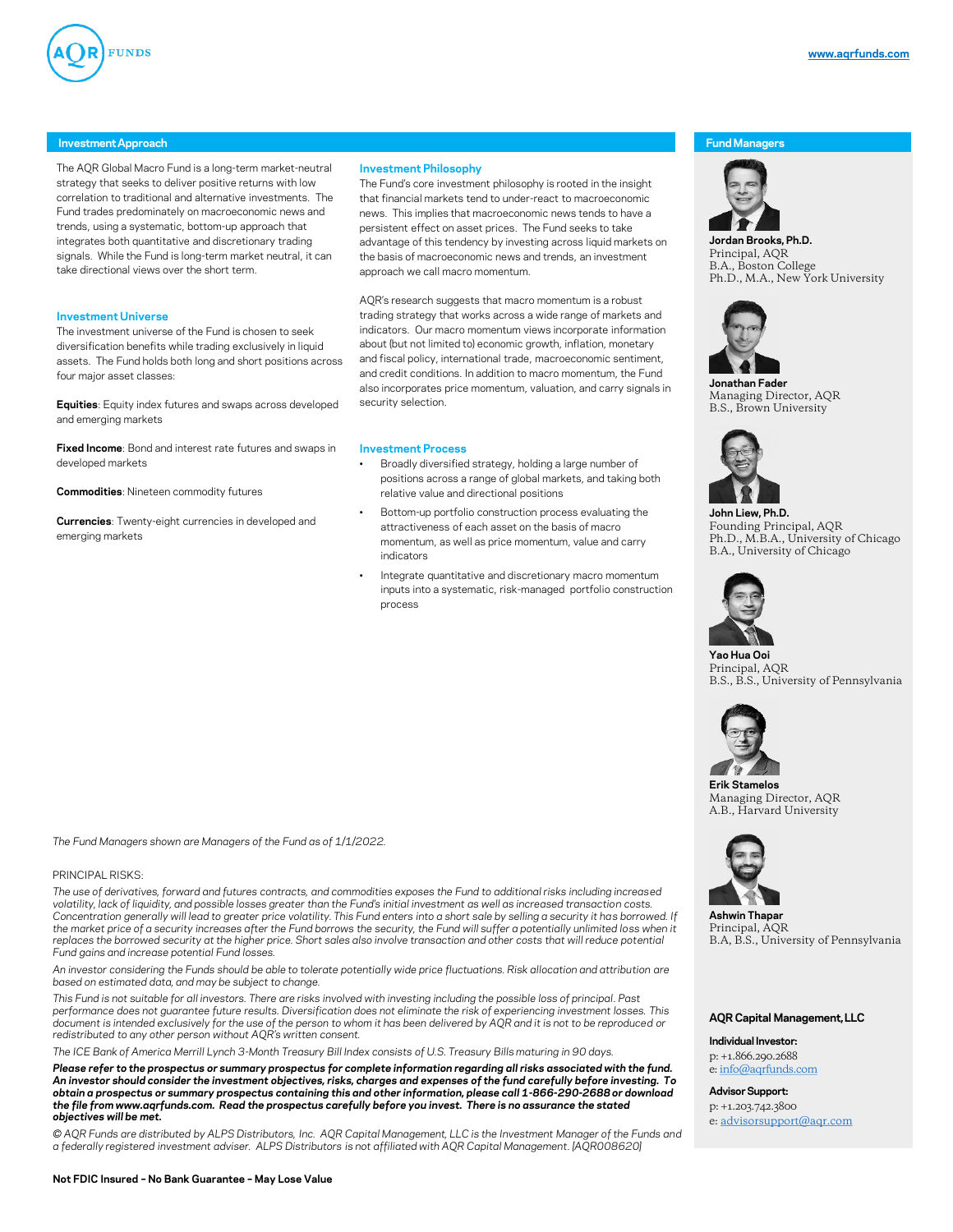## Investment Approach

The AQR Global Macro Fund is a long-term market-neutral strategy that seeks to deliver positive returns with low correlation to traditional and alternative investments. The Fund trades predominately on macroeconomic news and trends, using a systematic, bottom-up approach that integrates both quantitative and discretionary trading signals. While the Fund is long-term market neutral, it can take directional views over the short term.

### Investment Universe

The investment universe of the Fund is chosen to seek diversification benefits while trading exclusively in liquid assets. The Fund holds both long and short positions across four major asset classes:

**Equities**: Equity index futures and swaps across developed and emerging markets

**Fixed Income**: Bond and interest rate futures and swaps in developed markets

**Commodities**: Nineteen commodity futures

**Currencies**: Twenty-eight currencies in developed and emerging markets

### Investment Philosophy

The Fund's core investment philosophy is rooted in the insight that financial markets tend to under-react to macroeconomic news. This implies that macroeconomic news tends to have a persistent effect on asset prices. The Fund seeks to take advantage of this tendency by investing across liquid markets on the basis of macroeconomic news and trends, an investment approach we call macro momentum.

AQR's research suggests that macro momentum is a robust trading strategy that works across a wide range of markets and indicators. Our macro momentum views incorporate information about (but not limited to) economic growth, inflation, monetary and fiscal policy, international trade, macroeconomic sentiment, and credit conditions. In addition to macro momentum, the Fund also incorporates price momentum, valuation, and carry signals in security selection.

### Investment Process

- Broadly diversified strategy, holding a large number of positions across a range of global markets, and taking both relative value and directional positions
- Bottom-up portfolio construction process evaluating the attractiveness of each asset on the basis of macro momentum, as well as price momentum, value and carry indicators
- Integrate quantitative and discretionary macro momentum inputs into a systematic, risk-managed portfolio construction process

## Fund Managers

**Jordan Brooks, Ph.D.**
Principal, AQR
B.A., Boston College
Ph.D., M.A., New York University

**Jonathan Fader**
Managing Director, AQR
B.S., Brown University

**John Liew, Ph.D.**
Founding Principal, AQR
Ph.D., M.B.A., University of Chicago
B.A., University of Chicago

**Yao Hua Ooi**
Principal, AQR
B.S., B.S., University of Pennsylvania

**Erik Stamelos**
Managing Director, AQR
A.B., Harvard University

**Ashwin Thapar**
Principal, AQR
B.A, B.S., University of Pennsylvania

*The Fund Managers shown are Managers of the Fund as of 1/1/2022.*

PRINCIPAL RISKS:

*The use of derivatives, forward and futures contracts, and commodities exposes the Fund to additional risks including increased volatility, lack of liquidity, and possible losses greater than the Fund's initial investment as well as increased transaction costs. Concentration generally will lead to greater price volatility. This Fund enters into a short sale by selling a security it has borrowed. If the market price of a security increases after the Fund borrows the security, the Fund will suffer a potentially unlimited loss when it replaces the borrowed security at the higher price. Short sales also involve transaction and other costs that will reduce potential Fund gains and increase potential Fund losses.*

*An investor considering the Funds should be able to tolerate potentially wide price fluctuations. Risk allocation and attribution are based on estimated data, and may be subject to change.*

*This Fund is not suitable for all investors. There are risks involved with investing including the possible loss of principal. Past performance does not guarantee future results. Diversification does not eliminate the risk of experiencing investment losses. This document is intended exclusively for the use of the person to whom it has been delivered by AQR and it is not to be reproduced or redistributed to any other person without AQR's written consent.*

*The ICE Bank of America Merrill Lynch 3-Month Treasury Bill Index consists of U.S. Treasury Bills maturing in 90 days.*

***Please refer to the prospectus or summary prospectus for complete information regarding all risks associated with the fund. An investor should consider the investment objectives, risks, charges and expenses of the fund carefully before investing. To obtain a prospectus or summary prospectus containing this and other information, please call 1-866-290-2688 or download the file from www.aqrfunds.com. Read the prospectus carefully before you invest. There is no assurance the stated objectives will be met.***

*© AQR Funds are distributed by ALPS Distributors, Inc. AQR Capital Management, LLC is the Investment Manager of the Funds and a federally registered investment adviser. ALPS Distributors is not affiliated with AQR Capital Management. [AQR008620]*

**AQR Capital Management, LLC**

**Individual Investor:**
p: +1.866.290.2688
e: info@aqrfunds.com

**Advisor Support:**
p: +1.203.742.3800
e: advisorsupport@aqr.com

**Not FDIC Insured – No Bank Guarantee – May Lose Value**